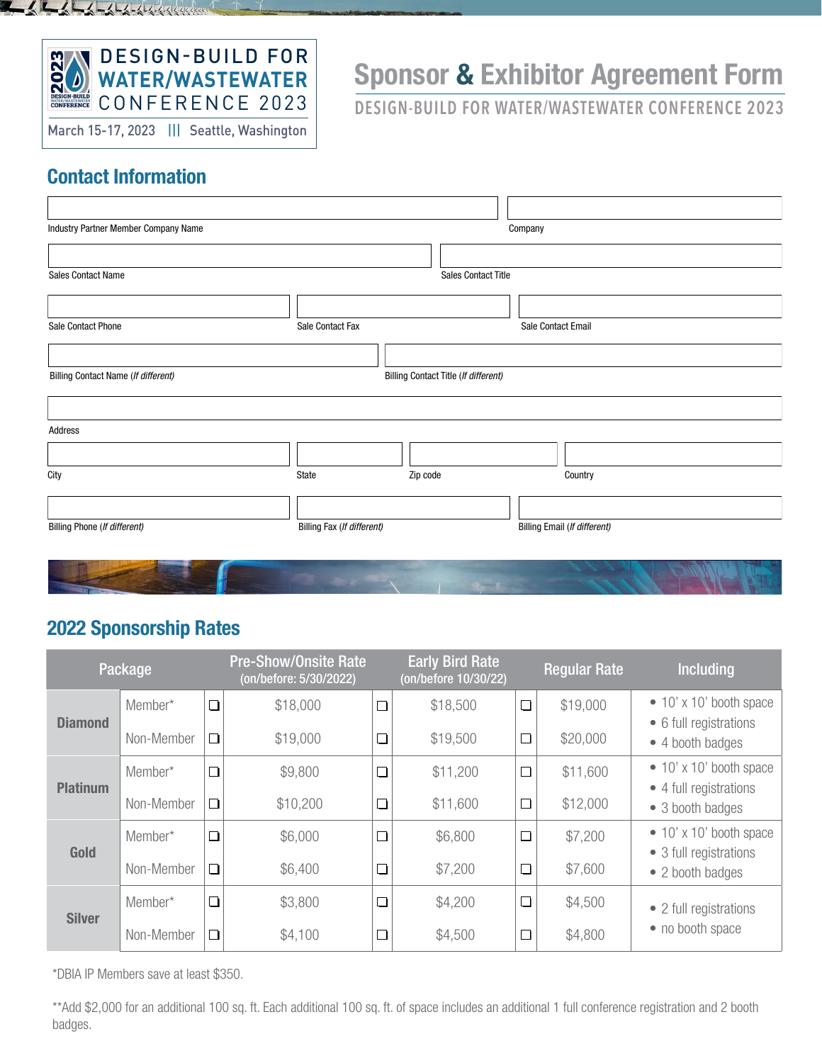DESIGN-BUILD FOR WATER/WASTEWATER CONFERENCE 2023

March 15-17, 2023 ||| Seattle, Washington

# Sponsor & Exhibitor Agreement Form

DESIGN-BUILD FOR WATER/WASTEWATER CONFERENCE 2023

## Contact Information

Industry Partner Member Company Name

Company

Sales Contact Name

Sales Contact Title

Sale Contact Phone

Sale Contact Fax

Sale Contact Email

Billing Contact Name (*If different*)

Billing Contact Title (*If different*)

Address

City

State

Zip code

Country

Billing Phone (*If different*)

Billing Fax (*If different*)

Billing Email (*If different*)

## 2022 Sponsorship Rates

| Package | | | Pre-Show/Onsite Rate (on/before: 5/30/2022) | | Early Bird Rate (on/before 10/30/22) | | Regular Rate | Including |
|---|---|---|---|---|---|---|---|---|
| **Diamond** | Member* | ☐ | $18,000 | ☐ | $18,500 | ☐ | $19,000 | • 10' x 10' booth space<br>• 6 full registrations<br>• 4 booth badges |
| | Non-Member | ☐ | $19,000 | ☐ | $19,500 | ☐ | $20,000 | |
| **Platinum** | Member* | ☐ | $9,800 | ☐ | $11,200 | ☐ | $11,600 | • 10' x 10' booth space<br>• 4 full registrations<br>• 3 booth badges |
| | Non-Member | ☐ | $10,200 | ☐ | $11,600 | ☐ | $12,000 | |
| **Gold** | Member* | ☐ | $6,000 | ☐ | $6,800 | ☐ | $7,200 | • 10' x 10' booth space<br>• 3 full registrations<br>• 2 booth badges |
| | Non-Member | ☐ | $6,400 | ☐ | $7,200 | ☐ | $7,600 | |
| **Silver** | Member* | ☐ | $3,800 | ☐ | $4,200 | ☐ | $4,500 | • 2 full registrations<br>• no booth space |
| | Non-Member | ☐ | $4,100 | ☐ | $4,500 | ☐ | $4,800 | |

*DBIA IP Members save at least $350.

**Add $2,000 for an additional 100 sq. ft. Each additional 100 sq. ft. of space includes an additional 1 full conference registration and 2 booth badges.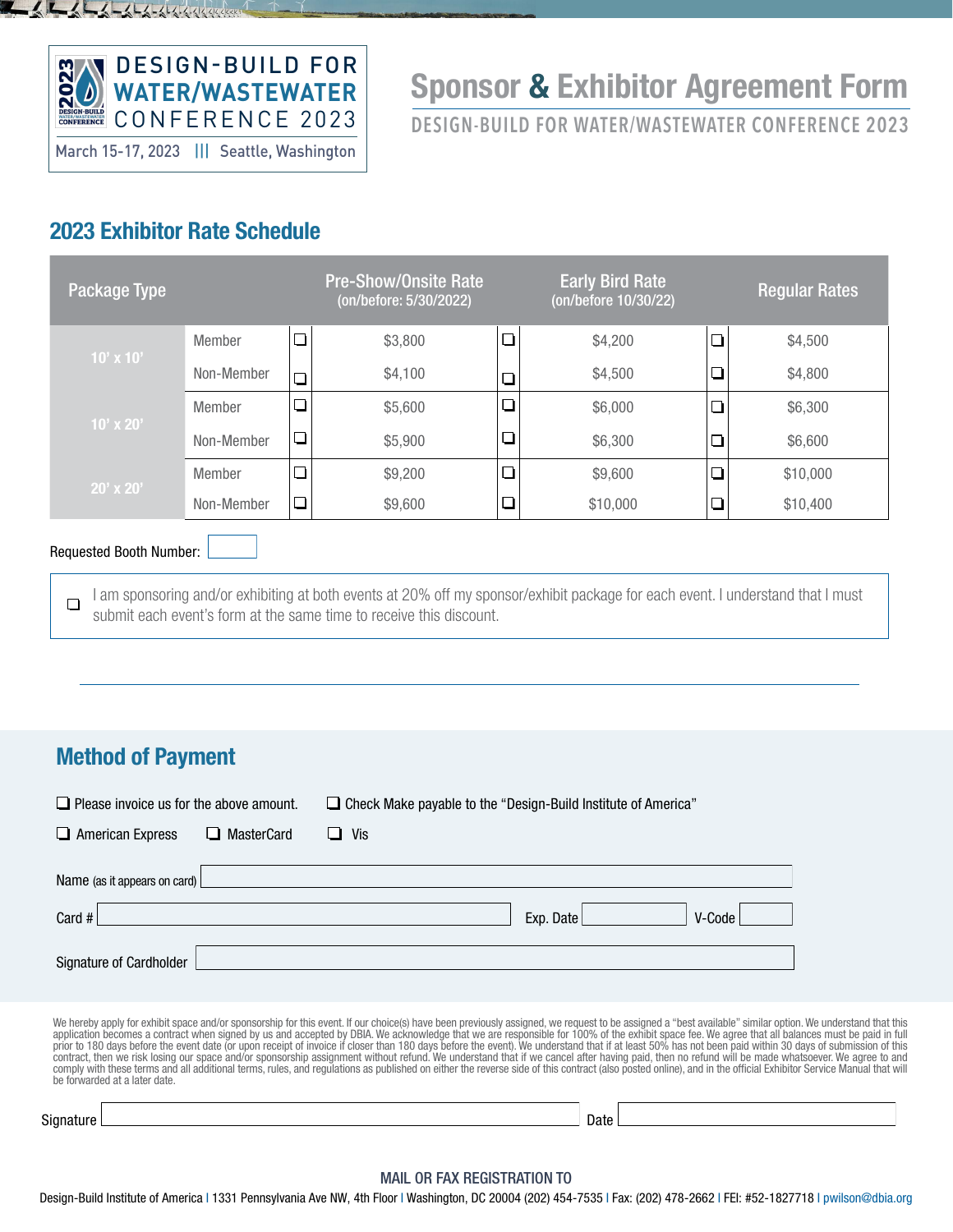DESIGN-BUILD FOR WATER/WASTEWATER CONFERENCE 2023

March 15-17, 2023 ||| Seattle, Washington

# Sponsor & Exhibitor Agreement Form

DESIGN-BUILD FOR WATER/WASTEWATER CONFERENCE 2023

## 2023 Exhibitor Rate Schedule

| Package Type | | | Pre-Show/Onsite Rate (on/before: 5/30/2022) | | Early Bird Rate (on/before 10/30/22) | | Regular Rates |
|---|---|---|---|---|---|---|---|
| 10' x 10' | Member | ☐ | $3,800 | ☐ | $4,200 | ☐ | $4,500 |
| | Non-Member | ☐ | $4,100 | ☐ | $4,500 | ☐ | $4,800 |
| 10' x 20' | Member | ☐ | $5,600 | ☐ | $6,000 | ☐ | $6,300 |
| | Non-Member | ☐ | $5,900 | ☐ | $6,300 | ☐ | $6,600 |
| 20' x 20' | Member | ☐ | $9,200 | ☐ | $9,600 | ☐ | $10,000 |
| | Non-Member | ☐ | $9,600 | ☐ | $10,000 | ☐ | $10,400 |

Requested Booth Number: \_\_\_\_\_\_\_\_

☐ I am sponsoring and/or exhibiting at both events at 20% off my sponsor/exhibit package for each event. I understand that I must submit each event's form at the same time to receive this discount.

## Method of Payment

☐ Please invoice us for the above amount. ☐ Check Make payable to the "Design-Build Institute of America"

☐ American Express ☐ MasterCard ☐ Vis

Name (as it appears on card) \_\_\_\_\_\_\_\_

Card # \_\_\_\_\_\_\_\_ Exp. Date \_\_\_\_\_\_\_\_ V-Code \_\_\_\_\_\_\_\_

Signature of Cardholder \_\_\_\_\_\_\_\_

We hereby apply for exhibit space and/or sponsorship for this event. If our choice(s) have been previously assigned, we request to be assigned a "best available" similar option. We understand that this application becomes a contract when signed by us and accepted by DBIA. We acknowledge that we are responsible for 100% of the exhibit space fee. We agree that all balances must be paid in full prior to 180 days before the event date (or upon receipt of invoice if closer than 180 days before the event). We understand that if at least 50% has not been paid within 30 days of submission of this contract, then we risk losing our space and/or sponsorship assignment without refund. We understand that if we cancel after having paid, then no refund will be made whatsoever. We agree to and comply with these terms and all additional terms, rules, and regulations as published on either the reverse side of this contract (also posted online), and in the official Exhibitor Service Manual that will be forwarded at a later date.

Signature \_\_\_\_\_\_\_\_ Date \_\_\_\_\_\_\_\_

MAIL OR FAX REGISTRATION TO

Design-Build Institute of America | 1331 Pennsylvania Ave NW, 4th Floor | Washington, DC 20004 (202) 454-7535 | Fax: (202) 478-2662 | FEI: #52-1827718 | pwilson@dbia.org